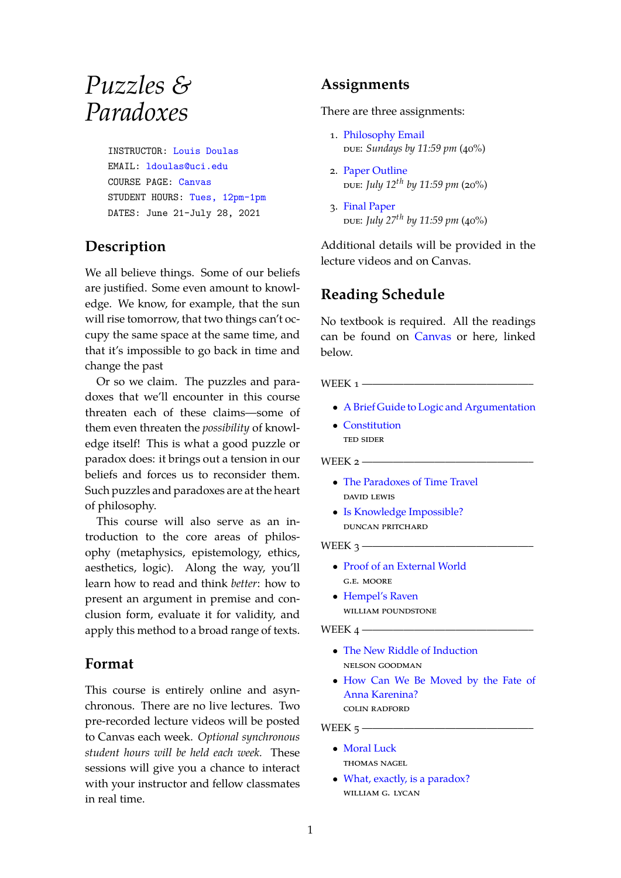# *Puzzles & Paradoxes*

```
INSTRUCTOR: Louis Doulas
EMAIL: ldoulas@uci.edu
COURSE PAGE: Canvas
STUDENT HOURS: Tues, 12pm-1pm
DATES: June 21-July 28, 2021
```

## Description

We all believe things. Some of our beliefs are justified. Some even amount to knowledge. We know, for example, that the sun will rise tomorrow, that two things can't occupy the same space at the same time, and that it's impossible to go back in time and change the past

Or so we claim. The puzzles and paradoxes that we'll encounter in this course threaten each of these claims—some of them even threaten the *possibility* of knowledge itself! This is what a good puzzle or paradox does: it brings out a tension in our beliefs and forces us to reconsider them. Such puzzles and paradoxes are at the heart of philosophy.

This course will also serve as an introduction to the core areas of philosophy (metaphysics, epistemology, ethics, aesthetics, logic). Along the way, you'll learn how to read and think *better*: how to present an argument in premise and conclusion form, evaluate it for validity, and apply this method to a broad range of texts.

## Format

This course is entirely online and asynchronous. There are no live lectures. Two pre-recorded lecture videos will be posted to Canvas each week. *Optional synchronous student hours will be held each week.* These sessions will give you a chance to interact with your instructor and fellow classmates in real time.

## Assignments

There are three assignments:

1. Philosophy Email
   DUE: *Sundays by 11:59 pm* (40%)
2. Paper Outline
   DUE: *July 12th by 11:59 pm* (20%)
3. Final Paper
   DUE: *July 27th by 11:59 pm* (40%)

Additional details will be provided in the lecture videos and on Canvas.

## Reading Schedule

No textbook is required. All the readings can be found on Canvas or here, linked below.

WEEK 1

- A Brief Guide to Logic and Argumentation
- Constitution
  TED SIDER

WEEK 2

- The Paradoxes of Time Travel
  DAVID LEWIS
- Is Knowledge Impossible?
  DUNCAN PRITCHARD

WEEK 3

- Proof of an External World
  G.E. MOORE
- Hempel's Raven
  WILLIAM POUNDSTONE

WEEK 4

- The New Riddle of Induction
  NELSON GOODMAN
- How Can We Be Moved by the Fate of Anna Karenina?
  COLIN RADFORD

WEEK 5

- Moral Luck
  THOMAS NAGEL
- What, exactly, is a paradox?
  WILLIAM G. LYCAN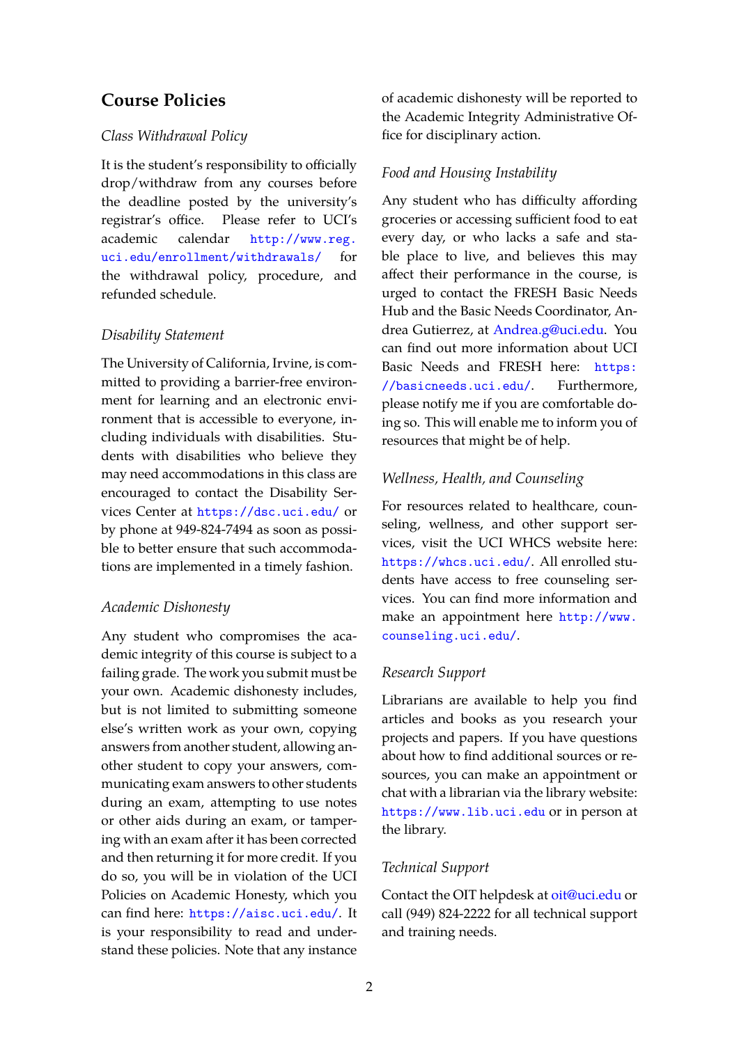## Course Policies

### *Class Withdrawal Policy*

It is the student's responsibility to officially drop/withdraw from any courses before the deadline posted by the university's registrar's office. Please refer to UCI's academic calendar http://www.reg.uci.edu/enrollment/withdrawals/ for the withdrawal policy, procedure, and refunded schedule.

### *Disability Statement*

The University of California, Irvine, is committed to providing a barrier-free environment for learning and an electronic environment that is accessible to everyone, including individuals with disabilities. Students with disabilities who believe they may need accommodations in this class are encouraged to contact the Disability Services Center at https://dsc.uci.edu/ or by phone at 949-824-7494 as soon as possible to better ensure that such accommodations are implemented in a timely fashion.

### *Academic Dishonesty*

Any student who compromises the academic integrity of this course is subject to a failing grade. The work you submit must be your own. Academic dishonesty includes, but is not limited to submitting someone else's written work as your own, copying answers from another student, allowing another student to copy your answers, communicating exam answers to other students during an exam, attempting to use notes or other aids during an exam, or tampering with an exam after it has been corrected and then returning it for more credit. If you do so, you will be in violation of the UCI Policies on Academic Honesty, which you can find here: https://aisc.uci.edu/. It is your responsibility to read and understand these policies. Note that any instance of academic dishonesty will be reported to the Academic Integrity Administrative Office for disciplinary action.

### *Food and Housing Instability*

Any student who has difficulty affording groceries or accessing sufficient food to eat every day, or who lacks a safe and stable place to live, and believes this may affect their performance in the course, is urged to contact the FRESH Basic Needs Hub and the Basic Needs Coordinator, Andrea Gutierrez, at Andrea.g@uci.edu. You can find out more information about UCI Basic Needs and FRESH here: https://basicneeds.uci.edu/. Furthermore, please notify me if you are comfortable doing so. This will enable me to inform you of resources that might be of help.

### *Wellness, Health, and Counseling*

For resources related to healthcare, counseling, wellness, and other support services, visit the UCI WHCS website here: https://whcs.uci.edu/. All enrolled students have access to free counseling services. You can find more information and make an appointment here http://www.counseling.uci.edu/.

### *Research Support*

Librarians are available to help you find articles and books as you research your projects and papers. If you have questions about how to find additional sources or resources, you can make an appointment or chat with a librarian via the library website: https://www.lib.uci.edu or in person at the library.

### *Technical Support*

Contact the OIT helpdesk at oit@uci.edu or call (949) 824-2222 for all technical support and training needs.